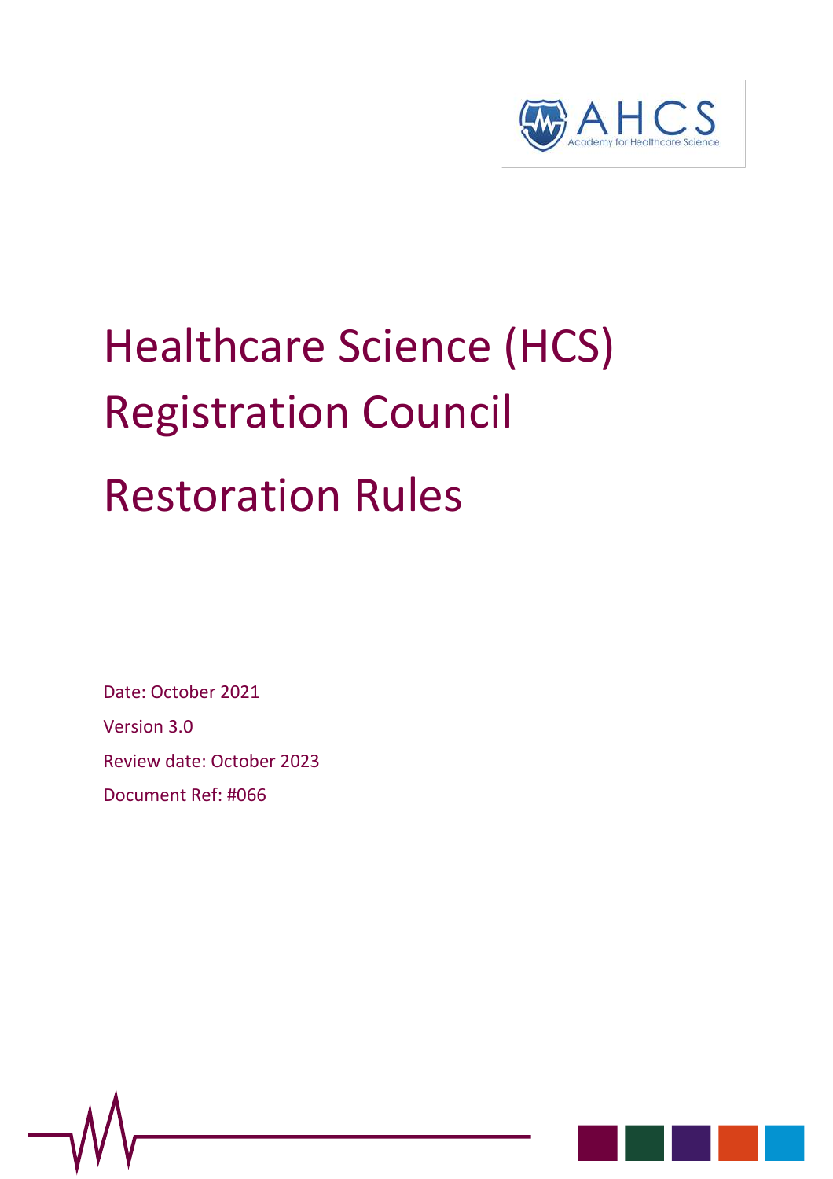AHCS
Academy for Healthcare Science

# Healthcare Science (HCS) Registration Council

# Restoration Rules

Date: October 2021

Version 3.0

Review date: October 2023

Document Ref: #066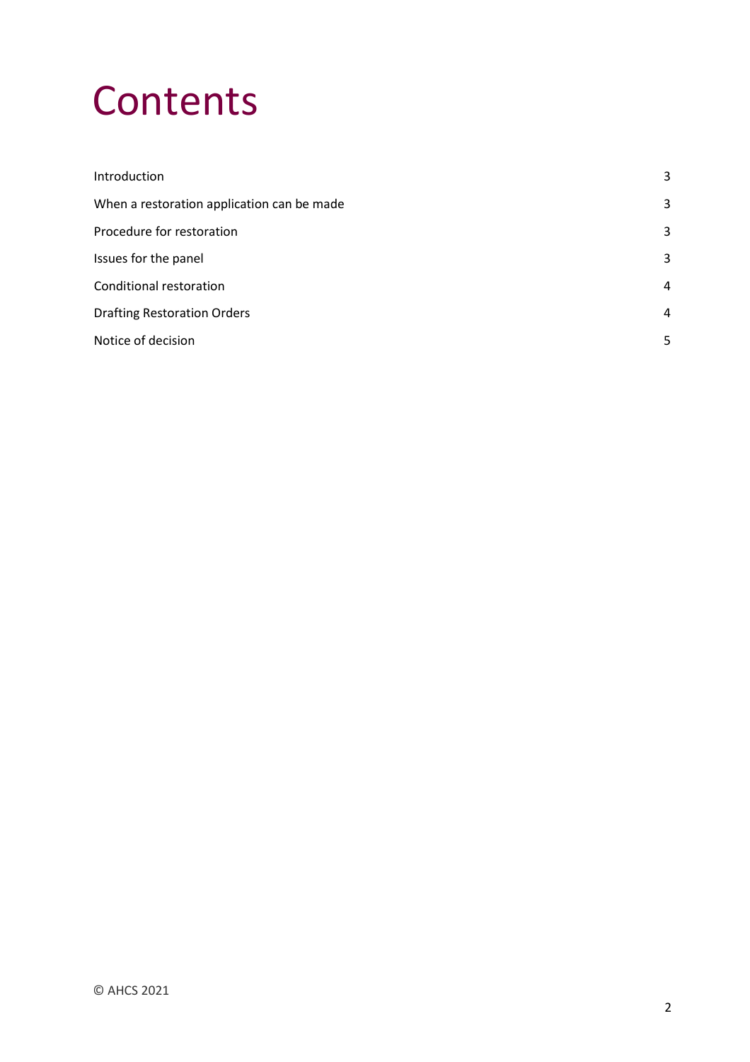# Contents

| | |
|---|---|
| Introduction | 3 |
| When a restoration application can be made | 3 |
| Procedure for restoration | 3 |
| Issues for the panel | 3 |
| Conditional restoration | 4 |
| Drafting Restoration Orders | 4 |
| Notice of decision | 5 |

© AHCS 2021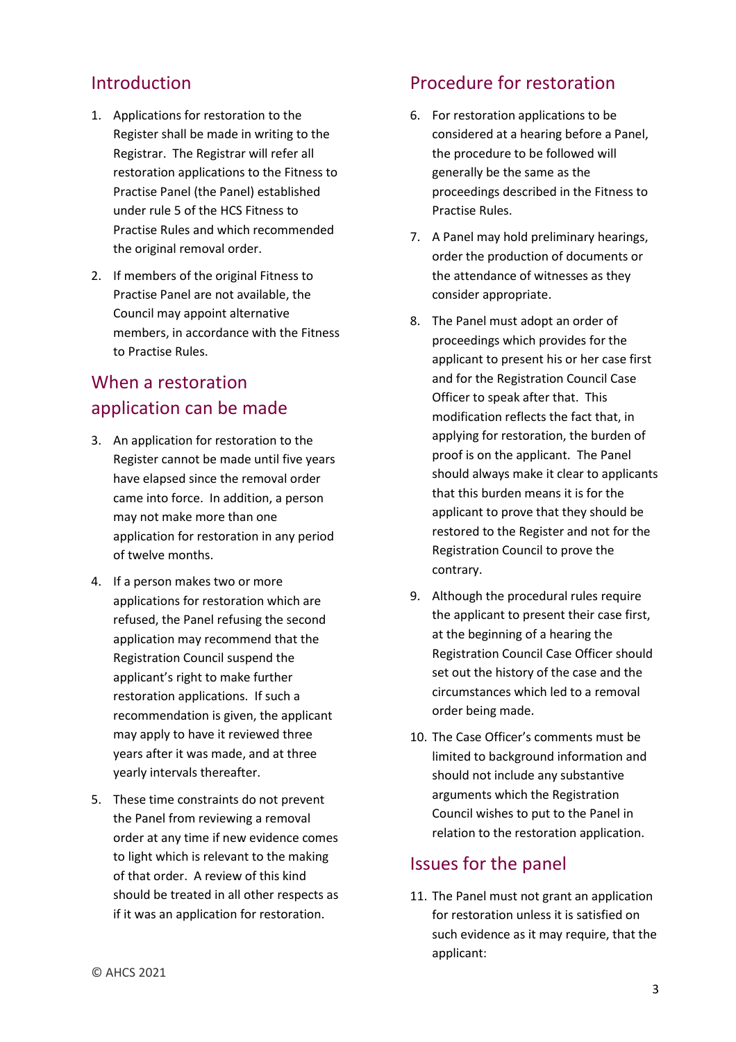## Introduction

1. Applications for restoration to the Register shall be made in writing to the Registrar. The Registrar will refer all restoration applications to the Fitness to Practise Panel (the Panel) established under rule 5 of the HCS Fitness to Practise Rules and which recommended the original removal order.

2. If members of the original Fitness to Practise Panel are not available, the Council may appoint alternative members, in accordance with the Fitness to Practise Rules.

## When a restoration application can be made

3. An application for restoration to the Register cannot be made until five years have elapsed since the removal order came into force. In addition, a person may not make more than one application for restoration in any period of twelve months.

4. If a person makes two or more applications for restoration which are refused, the Panel refusing the second application may recommend that the Registration Council suspend the applicant's right to make further restoration applications. If such a recommendation is given, the applicant may apply to have it reviewed three years after it was made, and at three yearly intervals thereafter.

5. These time constraints do not prevent the Panel from reviewing a removal order at any time if new evidence comes to light which is relevant to the making of that order. A review of this kind should be treated in all other respects as if it was an application for restoration.

## Procedure for restoration

6. For restoration applications to be considered at a hearing before a Panel, the procedure to be followed will generally be the same as the proceedings described in the Fitness to Practise Rules.

7. A Panel may hold preliminary hearings, order the production of documents or the attendance of witnesses as they consider appropriate.

8. The Panel must adopt an order of proceedings which provides for the applicant to present his or her case first and for the Registration Council Case Officer to speak after that. This modification reflects the fact that, in applying for restoration, the burden of proof is on the applicant. The Panel should always make it clear to applicants that this burden means it is for the applicant to prove that they should be restored to the Register and not for the Registration Council to prove the contrary.

9. Although the procedural rules require the applicant to present their case first, at the beginning of a hearing the Registration Council Case Officer should set out the history of the case and the circumstances which led to a removal order being made.

10. The Case Officer's comments must be limited to background information and should not include any substantive arguments which the Registration Council wishes to put to the Panel in relation to the restoration application.

## Issues for the panel

11. The Panel must not grant an application for restoration unless it is satisfied on such evidence as it may require, that the applicant:

© AHCS 2021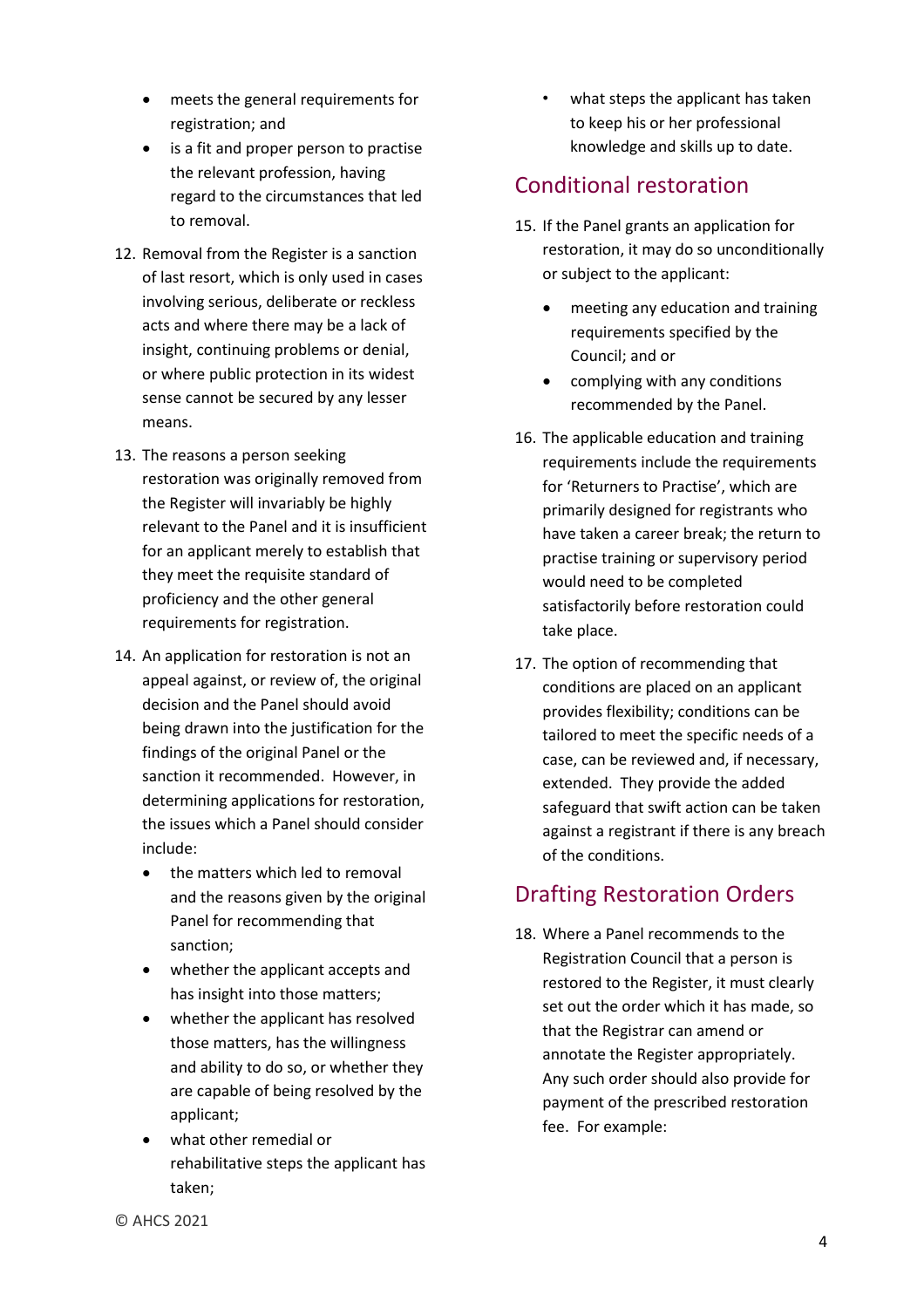- meets the general requirements for registration; and
- is a fit and proper person to practise the relevant profession, having regard to the circumstances that led to removal.

12. Removal from the Register is a sanction of last resort, which is only used in cases involving serious, deliberate or reckless acts and where there may be a lack of insight, continuing problems or denial, or where public protection in its widest sense cannot be secured by any lesser means.

13. The reasons a person seeking restoration was originally removed from the Register will invariably be highly relevant to the Panel and it is insufficient for an applicant merely to establish that they meet the requisite standard of proficiency and the other general requirements for registration.

14. An application for restoration is not an appeal against, or review of, the original decision and the Panel should avoid being drawn into the justification for the findings of the original Panel or the sanction it recommended. However, in determining applications for restoration, the issues which a Panel should consider include:

    - the matters which led to removal and the reasons given by the original Panel for recommending that sanction;
    - whether the applicant accepts and has insight into those matters;
    - whether the applicant has resolved those matters, has the willingness and ability to do so, or whether they are capable of being resolved by the applicant;
    - what other remedial or rehabilitative steps the applicant has taken;
    - what steps the applicant has taken to keep his or her professional knowledge and skills up to date.

## Conditional restoration

15. If the Panel grants an application for restoration, it may do so unconditionally or subject to the applicant:

    - meeting any education and training requirements specified by the Council; and or
    - complying with any conditions recommended by the Panel.

16. The applicable education and training requirements include the requirements for 'Returners to Practise', which are primarily designed for registrants who have taken a career break; the return to practise training or supervisory period would need to be completed satisfactorily before restoration could take place.

17. The option of recommending that conditions are placed on an applicant provides flexibility; conditions can be tailored to meet the specific needs of a case, can be reviewed and, if necessary, extended. They provide the added safeguard that swift action can be taken against a registrant if there is any breach of the conditions.

## Drafting Restoration Orders

18. Where a Panel recommends to the Registration Council that a person is restored to the Register, it must clearly set out the order which it has made, so that the Registrar can amend or annotate the Register appropriately. Any such order should also provide for payment of the prescribed restoration fee. For example:

© AHCS 2021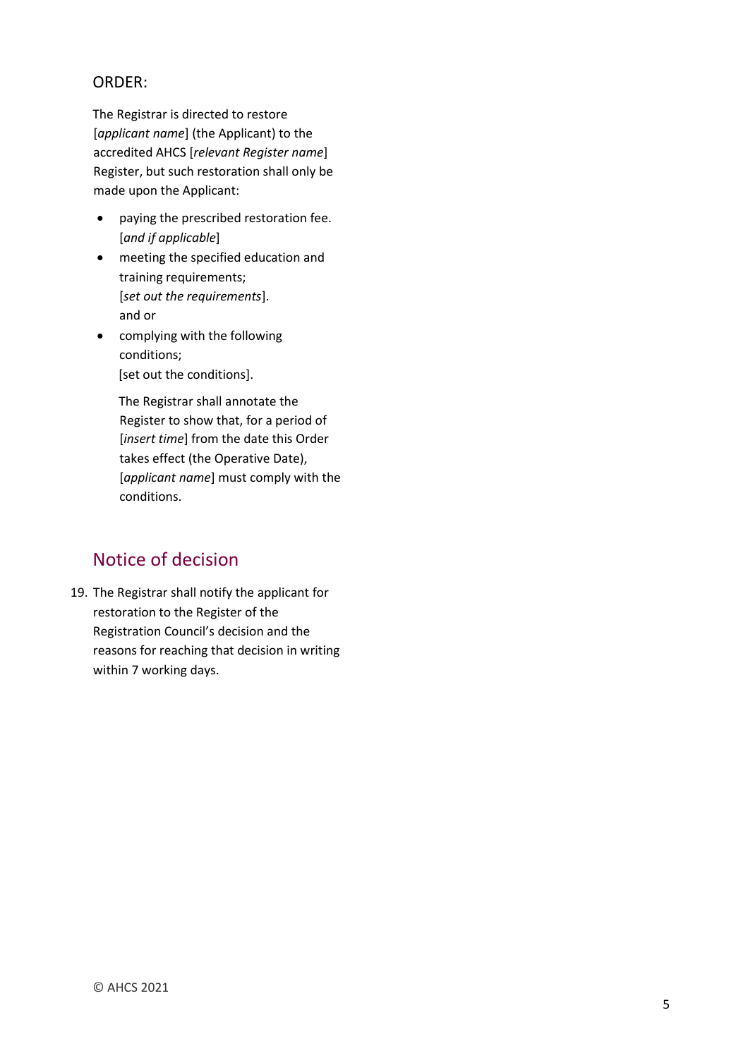ORDER:

The Registrar is directed to restore [*applicant name*] (the Applicant) to the accredited AHCS [*relevant Register name*] Register, but such restoration shall only be made upon the Applicant:

- paying the prescribed restoration fee. [*and if applicable*]
- meeting the specified education and training requirements; [*set out the requirements*]. and or
- complying with the following conditions; [set out the conditions].

  The Registrar shall annotate the Register to show that, for a period of [*insert time*] from the date this Order takes effect (the Operative Date), [*applicant name*] must comply with the conditions.

## Notice of decision

19. The Registrar shall notify the applicant for restoration to the Register of the Registration Council's decision and the reasons for reaching that decision in writing within 7 working days.

© AHCS 2021